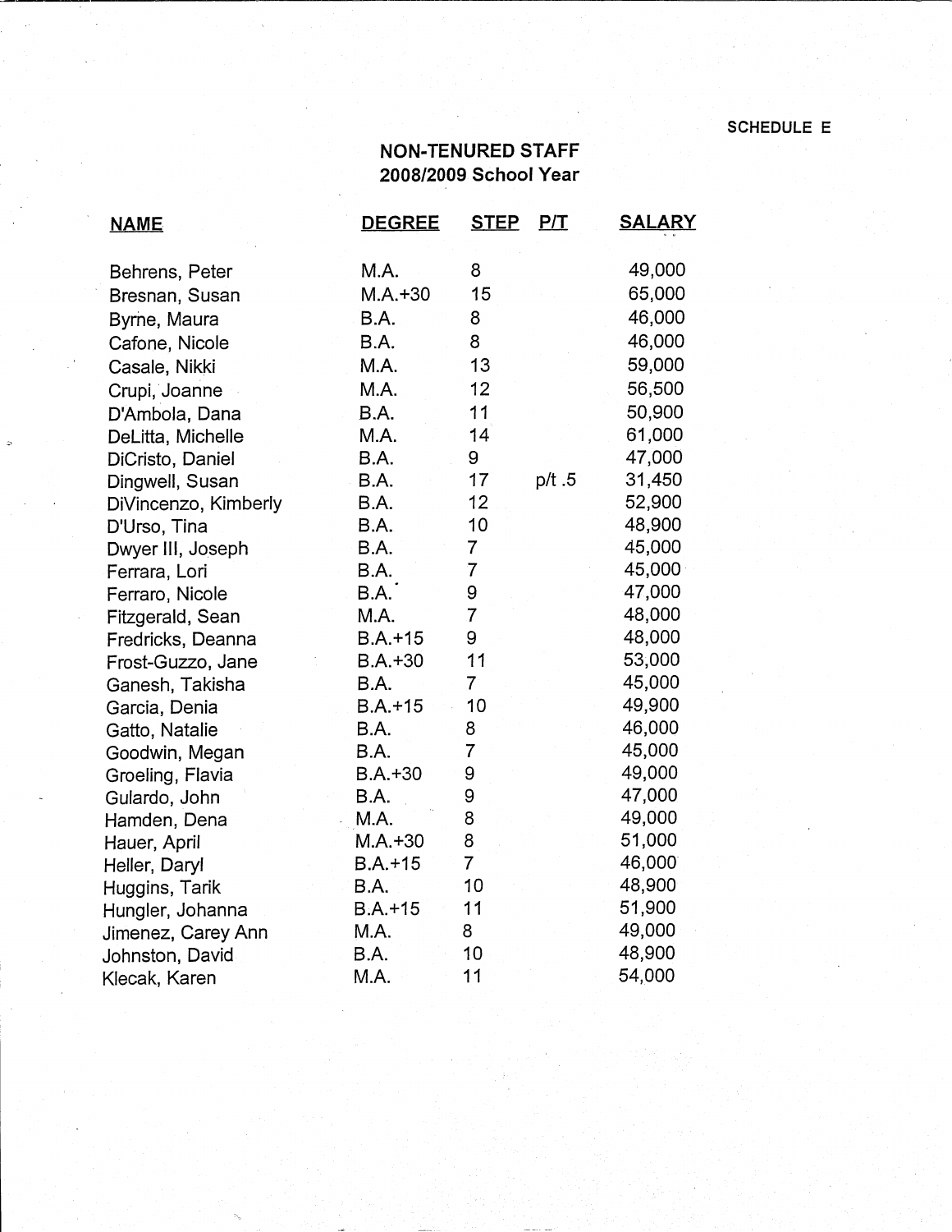SCHEDULE E

# NON-TENURED STAFF
## 2008/2009 School Year

| NAME | DEGREE | STEP | P/T | SALARY |
|---|---|---|---|---|
| Behrens, Peter | M.A. | 8 | | 49,000 |
| Bresnan, Susan | M.A.+30 | 15 | | 65,000 |
| Byrne, Maura | B.A. | 8 | | 46,000 |
| Cafone, Nicole | B.A. | 8 | | 46,000 |
| Casale, Nikki | M.A. | 13 | | 59,000 |
| Crupi, Joanne | M.A. | 12 | | 56,500 |
| D'Ambola, Dana | B.A. | 11 | | 50,900 |
| DeLitta, Michelle | M.A. | 14 | | 61,000 |
| DiCristo, Daniel | B.A. | 9 | | 47,000 |
| Dingwell, Susan | B.A. | 17 | p/t .5 | 31,450 |
| DiVincenzo, Kimberly | B.A. | 12 | | 52,900 |
| D'Urso, Tina | B.A. | 10 | | 48,900 |
| Dwyer III, Joseph | B.A. | 7 | | 45,000 |
| Ferrara, Lori | B.A. | 7 | | 45,000 |
| Ferraro, Nicole | B.A. | 9 | | 47,000 |
| Fitzgerald, Sean | M.A. | 7 | | 48,000 |
| Fredricks, Deanna | B.A.+15 | 9 | | 48,000 |
| Frost-Guzzo, Jane | B.A.+30 | 11 | | 53,000 |
| Ganesh, Takisha | B.A. | 7 | | 45,000 |
| Garcia, Denia | B.A.+15 | 10 | | 49,900 |
| Gatto, Natalie | B.A. | 8 | | 46,000 |
| Goodwin, Megan | B.A. | 7 | | 45,000 |
| Groeling, Flavia | B.A.+30 | 9 | | 49,000 |
| Gulardo, John | B.A. | 9 | | 47,000 |
| Hamden, Dena | M.A. | 8 | | 49,000 |
| Hauer, April | M.A.+30 | 8 | | 51,000 |
| Heller, Daryl | B.A.+15 | 7 | | 46,000 |
| Huggins, Tarik | B.A. | 10 | | 48,900 |
| Hungler, Johanna | B.A.+15 | 11 | | 51,900 |
| Jimenez, Carey Ann | M.A. | 8 | | 49,000 |
| Johnston, David | B.A. | 10 | | 48,900 |
| Klecak, Karen | M.A. | 11 | | 54,000 |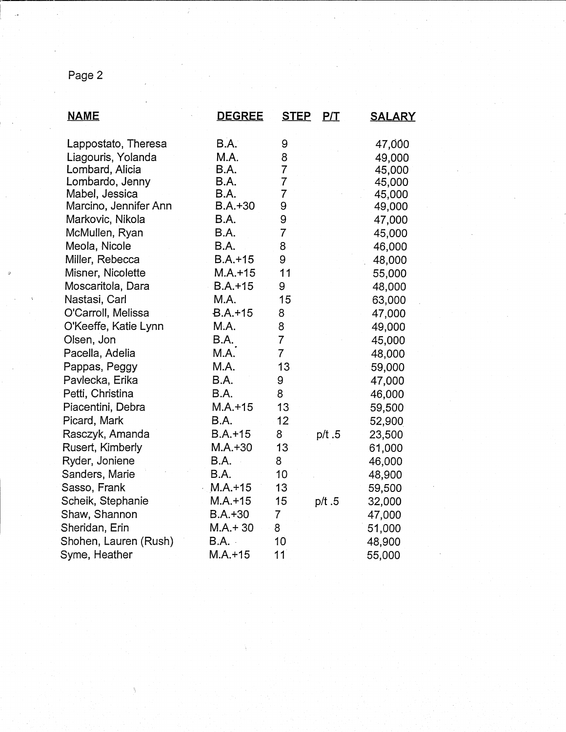| NAME | DEGREE | STEP | P/T | SALARY |
|---|---|---|---|---|
| Lappostato, Theresa | B.A. | 9 | | 47,000 |
| Liagouris, Yolanda | M.A. | 8 | | 49,000 |
| Lombard, Alicia | B.A. | 7 | | 45,000 |
| Lombardo, Jenny | B.A. | 7 | | 45,000 |
| Mabel, Jessica | B.A. | 7 | | 45,000 |
| Marcino, Jennifer Ann | B.A.+30 | 9 | | 49,000 |
| Markovic, Nikola | B.A. | 9 | | 47,000 |
| McMullen, Ryan | B.A. | 7 | | 45,000 |
| Meola, Nicole | B.A. | 8 | | 46,000 |
| Miller, Rebecca | B.A.+15 | 9 | | 48,000 |
| Misner, Nicolette | M.A.+15 | 11 | | 55,000 |
| Moscaritola, Dara | B.A.+15 | 9 | | 48,000 |
| Nastasi, Carl | M.A. | 15 | | 63,000 |
| O'Carroll, Melissa | B.A.+15 | 8 | | 47,000 |
| O'Keeffe, Katie Lynn | M.A. | 8 | | 49,000 |
| Olsen, Jon | B.A. | 7 | | 45,000 |
| Pacella, Adelia | M.A. | 7 | | 48,000 |
| Pappas, Peggy | M.A. | 13 | | 59,000 |
| Pavlecka, Erika | B.A. | 9 | | 47,000 |
| Petti, Christina | B.A. | 8 | | 46,000 |
| Piacentini, Debra | M.A.+15 | 13 | | 59,500 |
| Picard, Mark | B.A. | 12 | | 52,900 |
| Rasczyk, Amanda | B.A.+15 | 8 | p/t .5 | 23,500 |
| Rusert, Kimberly | M.A.+30 | 13 | | 61,000 |
| Ryder, Joniene | B.A. | 8 | | 46,000 |
| Sanders, Marie | B.A. | 10 | | 48,900 |
| Sasso, Frank | M.A.+15 | 13 | | 59,500 |
| Scheik, Stephanie | M.A.+15 | 15 | p/t .5 | 32,000 |
| Shaw, Shannon | B.A.+30 | 7 | | 47,000 |
| Sheridan, Erin | M.A.+ 30 | 8 | | 51,000 |
| Shohen, Lauren (Rush) | B.A. | 10 | | 48,900 |
| Syme, Heather | M.A.+15 | 11 | | 55,000 |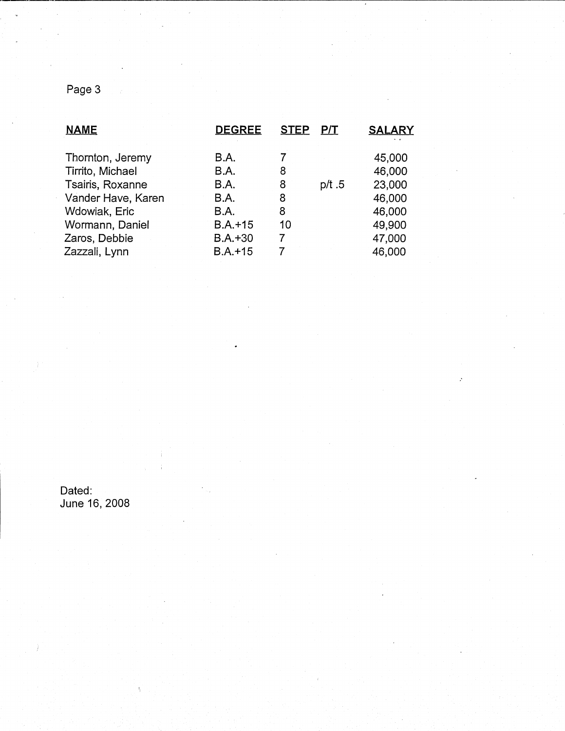| NAME | DEGREE | STEP | P/T | SALARY |
|---|---|---|---|---|
| Thornton, Jeremy | B.A. | 7 | | 45,000 |
| Tirrito, Michael | B.A. | 8 | | 46,000 |
| Tsairis, Roxanne | B.A. | 8 | p/t .5 | 23,000 |
| Vander Have, Karen | B.A. | 8 | | 46,000 |
| Wdowiak, Eric | B.A. | 8 | | 46,000 |
| Wormann, Daniel | B.A.+15 | 10 | | 49,900 |
| Zaros, Debbie | B.A.+30 | 7 | | 47,000 |
| Zazzali, Lynn | B.A.+15 | 7 | | 46,000 |

Dated:
June 16, 2008